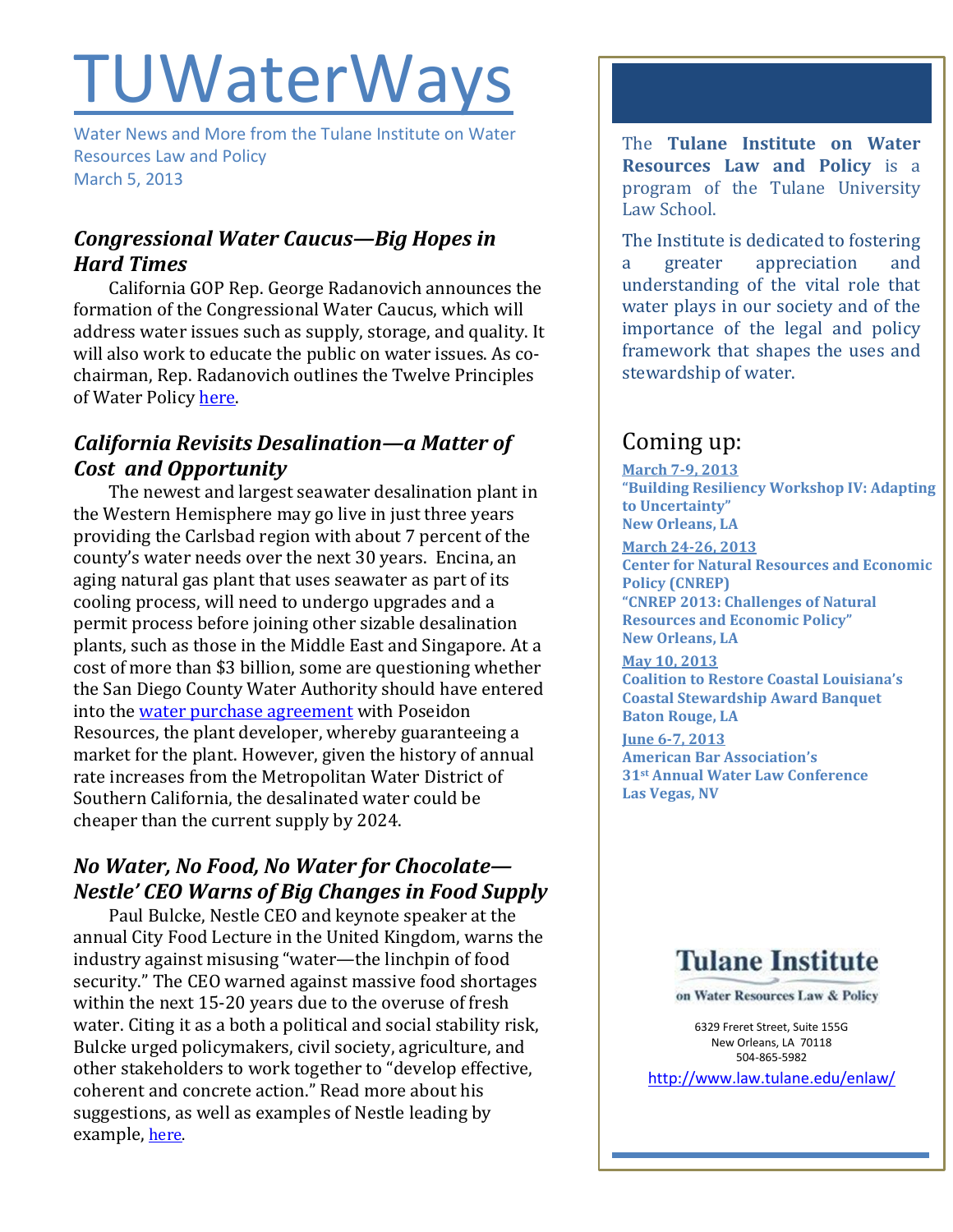# TUWaterWays

Water News and More from the Tulane Institute on Water Resources Law and Policy
March 5, 2013

### *Congressional Water Caucus—Big Hopes in Hard Times*

California GOP Rep. George Radanovich announces the formation of the Congressional Water Caucus, which will address water issues such as supply, storage, and quality. It will also work to educate the public on water issues. As co-chairman, Rep. Radanovich outlines the Twelve Principles of Water Policy here.

### *California Revisits Desalination—a Matter of Cost and Opportunity*

The newest and largest seawater desalination plant in the Western Hemisphere may go live in just three years providing the Carlsbad region with about 7 percent of the county's water needs over the next 30 years. Encina, an aging natural gas plant that uses seawater as part of its cooling process, will need to undergo upgrades and a permit process before joining other sizable desalination plants, such as those in the Middle East and Singapore. At a cost of more than $3 billion, some are questioning whether the San Diego County Water Authority should have entered into the water purchase agreement with Poseidon Resources, the plant developer, whereby guaranteeing a market for the plant. However, given the history of annual rate increases from the Metropolitan Water District of Southern California, the desalinated water could be cheaper than the current supply by 2024.

### *No Water, No Food, No Water for Chocolate—Nestle' CEO Warns of Big Changes in Food Supply*

Paul Bulcke, Nestle CEO and keynote speaker at the annual City Food Lecture in the United Kingdom, warns the industry against misusing "water—the linchpin of food security." The CEO warned against massive food shortages within the next 15-20 years due to the overuse of fresh water. Citing it as a both a political and social stability risk, Bulcke urged policymakers, civil society, agriculture, and other stakeholders to work together to "develop effective, coherent and concrete action." Read more about his suggestions, as well as examples of Nestle leading by example, here.

---

The **Tulane Institute on Water Resources Law and Policy** is a program of the Tulane University Law School.

The Institute is dedicated to fostering a greater appreciation and understanding of the vital role that water plays in our society and of the importance of the legal and policy framework that shapes the uses and stewardship of water.

## Coming up:

**March 7-9, 2013**
**"Building Resiliency Workshop IV: Adapting to Uncertainty"**
**New Orleans, LA**

**March 24-26, 2013**
**Center for Natural Resources and Economic Policy (CNREP)**
**"CNREP 2013: Challenges of Natural Resources and Economic Policy"**
**New Orleans, LA**

**May 10, 2013**
**Coalition to Restore Coastal Louisiana's Coastal Stewardship Award Banquet**
**Baton Rouge, LA**

**June 6-7, 2013**
**American Bar Association's 31st Annual Water Law Conference**
**Las Vegas, NV**

**Tulane Institute**
on Water Resources Law & Policy

6329 Freret Street, Suite 155G
New Orleans, LA 70118
504-865-5982
http://www.law.tulane.edu/enlaw/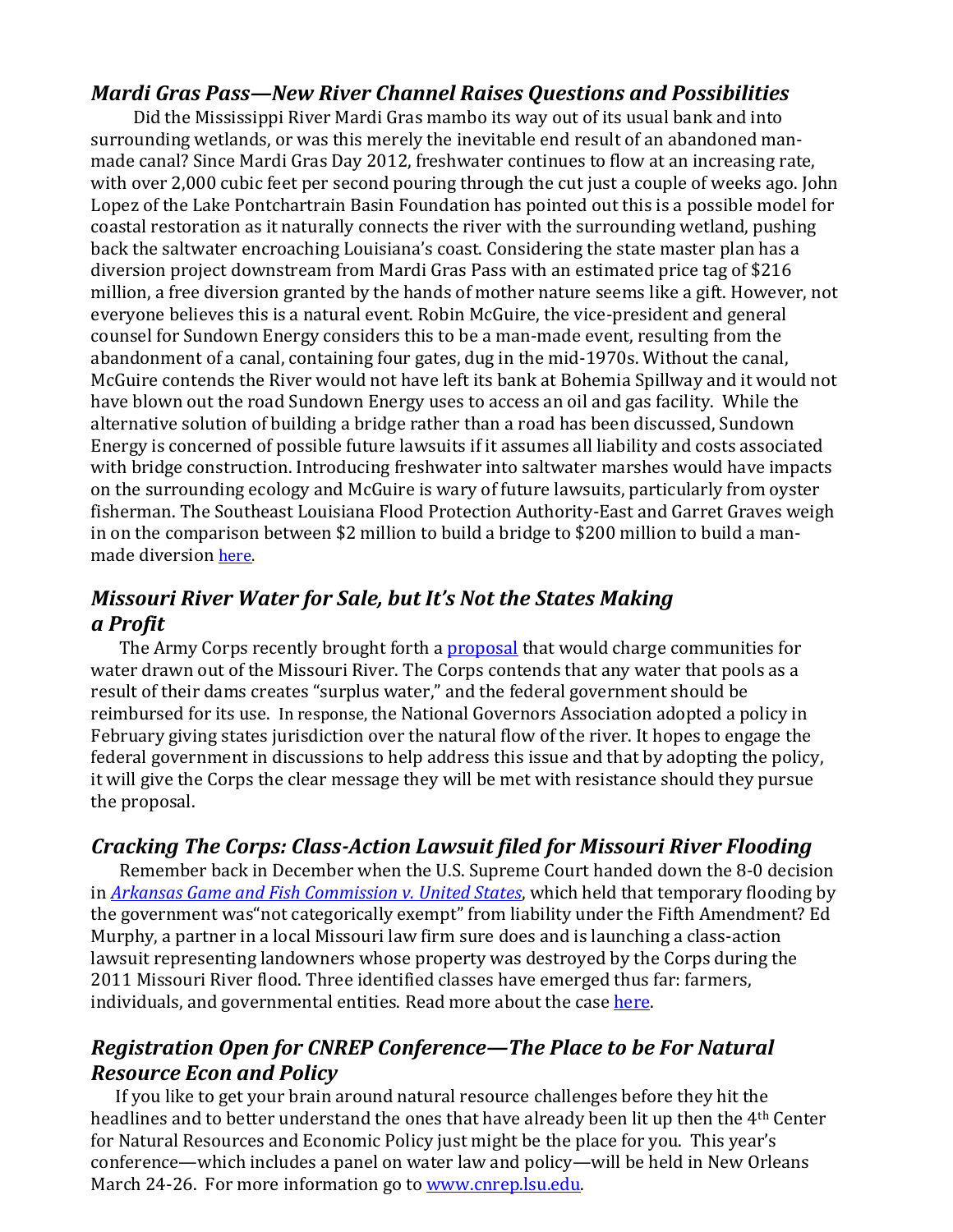## *Mardi Gras Pass—New River Channel Raises Questions and Possibilities*

Did the Mississippi River Mardi Gras mambo its way out of its usual bank and into surrounding wetlands, or was this merely the inevitable end result of an abandoned man-made canal? Since Mardi Gras Day 2012, freshwater continues to flow at an increasing rate, with over 2,000 cubic feet per second pouring through the cut just a couple of weeks ago. John Lopez of the Lake Pontchartrain Basin Foundation has pointed out this is a possible model for coastal restoration as it naturally connects the river with the surrounding wetland, pushing back the saltwater encroaching Louisiana's coast. Considering the state master plan has a diversion project downstream from Mardi Gras Pass with an estimated price tag of $216 million, a free diversion granted by the hands of mother nature seems like a gift. However, not everyone believes this is a natural event. Robin McGuire, the vice-president and general counsel for Sundown Energy considers this to be a man-made event, resulting from the abandonment of a canal, containing four gates, dug in the mid-1970s. Without the canal, McGuire contends the River would not have left its bank at Bohemia Spillway and it would not have blown out the road Sundown Energy uses to access an oil and gas facility. While the alternative solution of building a bridge rather than a road has been discussed, Sundown Energy is concerned of possible future lawsuits if it assumes all liability and costs associated with bridge construction. Introducing freshwater into saltwater marshes would have impacts on the surrounding ecology and McGuire is wary of future lawsuits, particularly from oyster fisherman. The Southeast Louisiana Flood Protection Authority-East and Garret Graves weigh in on the comparison between $2 million to build a bridge to $200 million to build a man-made diversion here.

## *Missouri River Water for Sale, but It's Not the States Making a Profit*

The Army Corps recently brought forth a proposal that would charge communities for water drawn out of the Missouri River. The Corps contends that any water that pools as a result of their dams creates "surplus water," and the federal government should be reimbursed for its use. In response, the National Governors Association adopted a policy in February giving states jurisdiction over the natural flow of the river. It hopes to engage the federal government in discussions to help address this issue and that by adopting the policy, it will give the Corps the clear message they will be met with resistance should they pursue the proposal.

## *Cracking The Corps: Class-Action Lawsuit filed for Missouri River Flooding*

Remember back in December when the U.S. Supreme Court handed down the 8-0 decision in *Arkansas Game and Fish Commission v. United States*, which held that temporary flooding by the government was"not categorically exempt" from liability under the Fifth Amendment? Ed Murphy, a partner in a local Missouri law firm sure does and is launching a class-action lawsuit representing landowners whose property was destroyed by the Corps during the 2011 Missouri River flood. Three identified classes have emerged thus far: farmers, individuals, and governmental entities. Read more about the case here.

## *Registration Open for CNREP Conference—The Place to be For Natural Resource Econ and Policy*

If you like to get your brain around natural resource challenges before they hit the headlines and to better understand the ones that have already been lit up then the 4th Center for Natural Resources and Economic Policy just might be the place for you. This year's conference—which includes a panel on water law and policy—will be held in New Orleans March 24-26. For more information go to www.cnrep.lsu.edu.